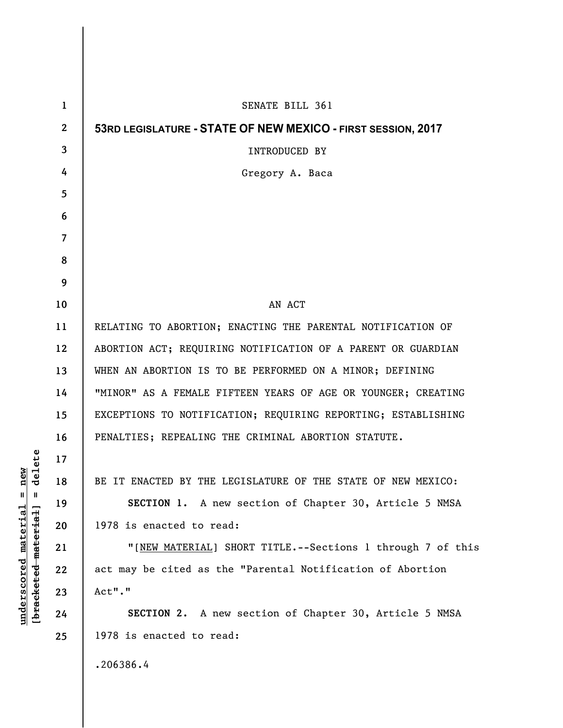SENATE BILL 361

## 53RD LEGISLATURE - STATE OF NEW MEXICO - FIRST SESSION, 2017

INTRODUCED BY

Gregory A. Baca

AN ACT

RELATING TO ABORTION; ENACTING THE PARENTAL NOTIFICATION OF ABORTION ACT; REQUIRING NOTIFICATION OF A PARENT OR GUARDIAN WHEN AN ABORTION IS TO BE PERFORMED ON A MINOR; DEFINING "MINOR" AS A FEMALE FIFTEEN YEARS OF AGE OR YOUNGER; CREATING EXCEPTIONS TO NOTIFICATION; REQUIRING REPORTING; ESTABLISHING PENALTIES; REPEALING THE CRIMINAL ABORTION STATUTE.

BE IT ENACTED BY THE LEGISLATURE OF THE STATE OF NEW MEXICO:

**SECTION 1.** A new section of Chapter 30, Article 5 NMSA 1978 is enacted to read:

"[NEW MATERIAL] SHORT TITLE.--Sections 1 through 7 of this act may be cited as the "Parental Notification of Abortion Act"."

**SECTION 2.** A new section of Chapter 30, Article 5 NMSA 1978 is enacted to read:

.206386.4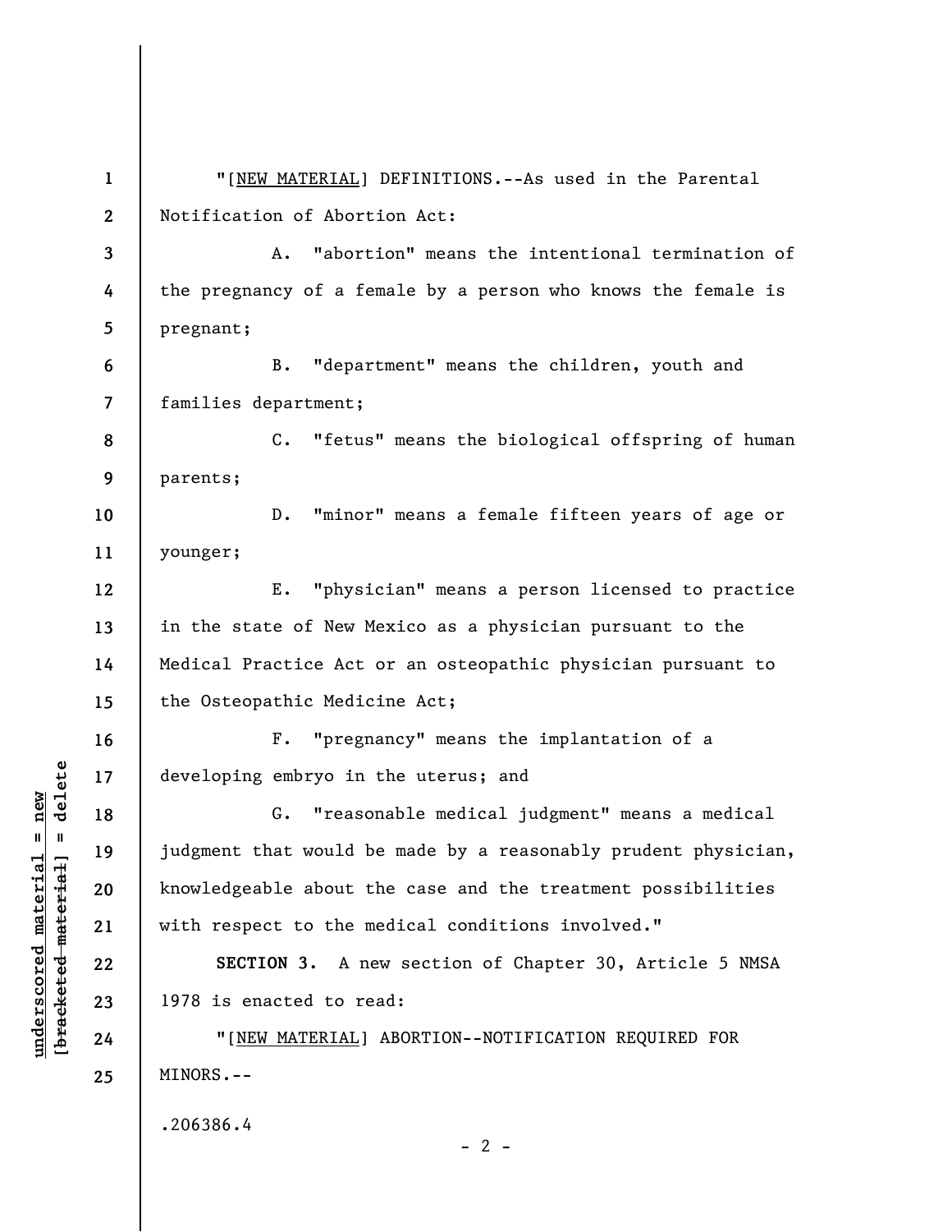"[NEW MATERIAL] DEFINITIONS.--As used in the Parental Notification of Abortion Act:

A. "abortion" means the intentional termination of the pregnancy of a female by a person who knows the female is pregnant;

B. "department" means the children, youth and families department;

C. "fetus" means the biological offspring of human parents;

D. "minor" means a female fifteen years of age or younger;

E. "physician" means a person licensed to practice in the state of New Mexico as a physician pursuant to the Medical Practice Act or an osteopathic physician pursuant to the Osteopathic Medicine Act;

F. "pregnancy" means the implantation of a developing embryo in the uterus; and

G. "reasonable medical judgment" means a medical judgment that would be made by a reasonably prudent physician, knowledgeable about the case and the treatment possibilities with respect to the medical conditions involved."

**SECTION 3.** A new section of Chapter 30, Article 5 NMSA 1978 is enacted to read:

"[NEW MATERIAL] ABORTION--NOTIFICATION REQUIRED FOR MINORS.--

.206386.4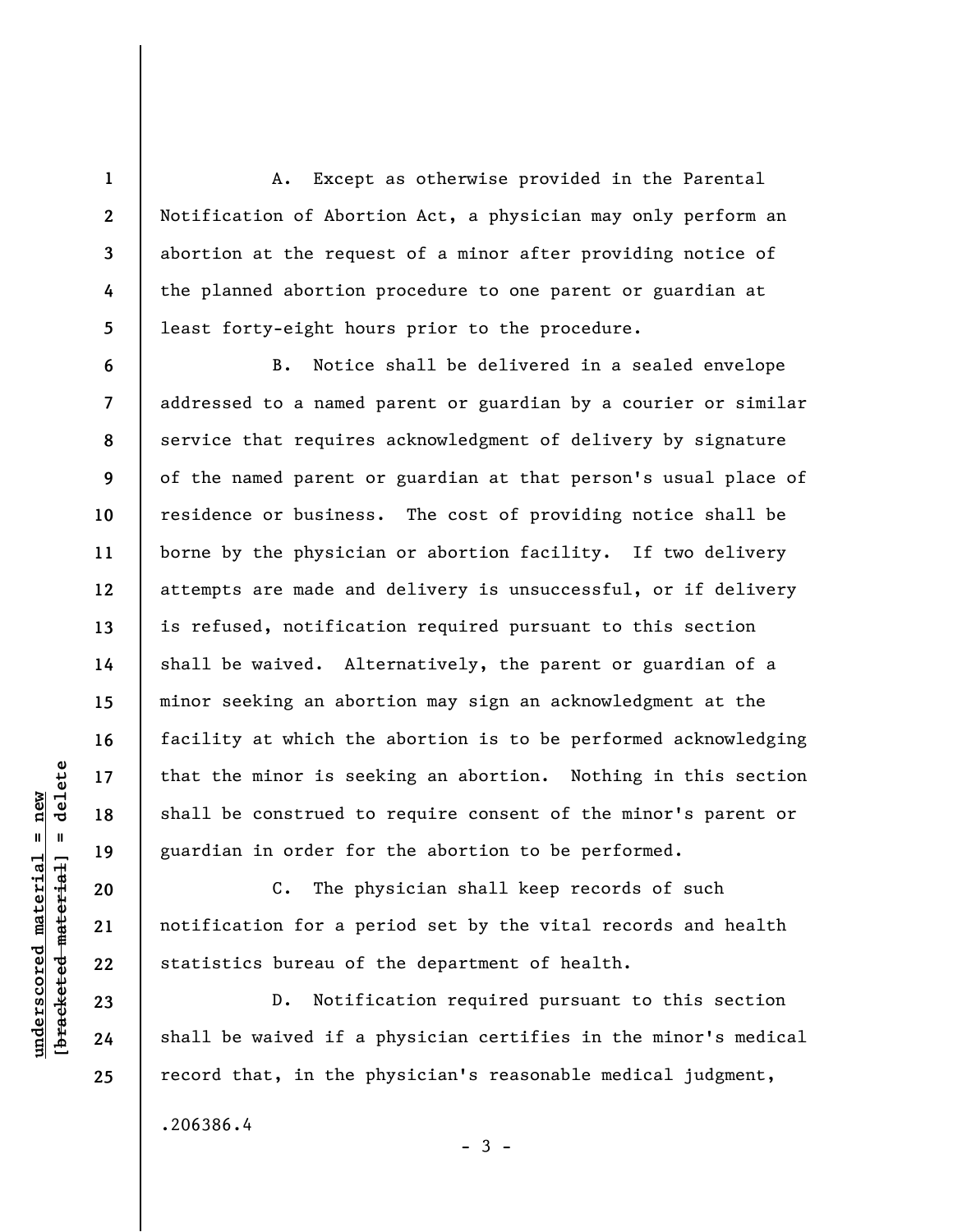A. Except as otherwise provided in the Parental Notification of Abortion Act, a physician may only perform an abortion at the request of a minor after providing notice of the planned abortion procedure to one parent or guardian at least forty-eight hours prior to the procedure.

B. Notice shall be delivered in a sealed envelope addressed to a named parent or guardian by a courier or similar service that requires acknowledgment of delivery by signature of the named parent or guardian at that person's usual place of residence or business. The cost of providing notice shall be borne by the physician or abortion facility. If two delivery attempts are made and delivery is unsuccessful, or if delivery is refused, notification required pursuant to this section shall be waived. Alternatively, the parent or guardian of a minor seeking an abortion may sign an acknowledgment at the facility at which the abortion is to be performed acknowledging that the minor is seeking an abortion. Nothing in this section shall be construed to require consent of the minor's parent or guardian in order for the abortion to be performed.

C. The physician shall keep records of such notification for a period set by the vital records and health statistics bureau of the department of health.

D. Notification required pursuant to this section shall be waived if a physician certifies in the minor's medical record that, in the physician's reasonable medical judgment,

.206386.4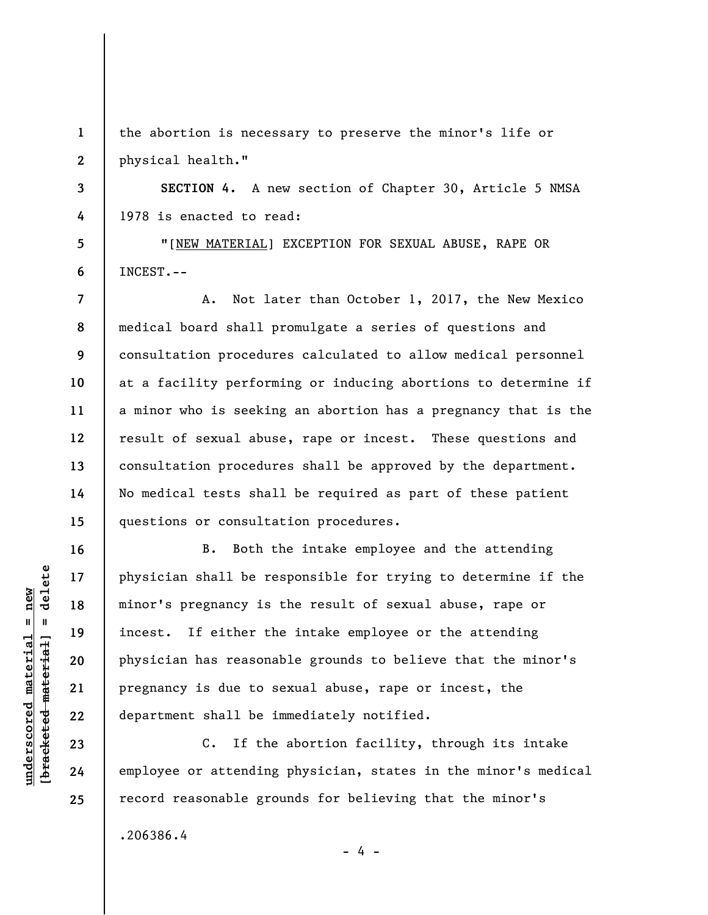the abortion is necessary to preserve the minor's life or physical health."

**SECTION 4.** A new section of Chapter 30, Article 5 NMSA 1978 is enacted to read:

"[NEW MATERIAL] EXCEPTION FOR SEXUAL ABUSE, RAPE OR INCEST.--

A. Not later than October 1, 2017, the New Mexico medical board shall promulgate a series of questions and consultation procedures calculated to allow medical personnel at a facility performing or inducing abortions to determine if a minor who is seeking an abortion has a pregnancy that is the result of sexual abuse, rape or incest. These questions and consultation procedures shall be approved by the department. No medical tests shall be required as part of these patient questions or consultation procedures.

B. Both the intake employee and the attending physician shall be responsible for trying to determine if the minor's pregnancy is the result of sexual abuse, rape or incest. If either the intake employee or the attending physician has reasonable grounds to believe that the minor's pregnancy is due to sexual abuse, rape or incest, the department shall be immediately notified.

C. If the abortion facility, through its intake employee or attending physician, states in the minor's medical record reasonable grounds for believing that the minor's

.206386.4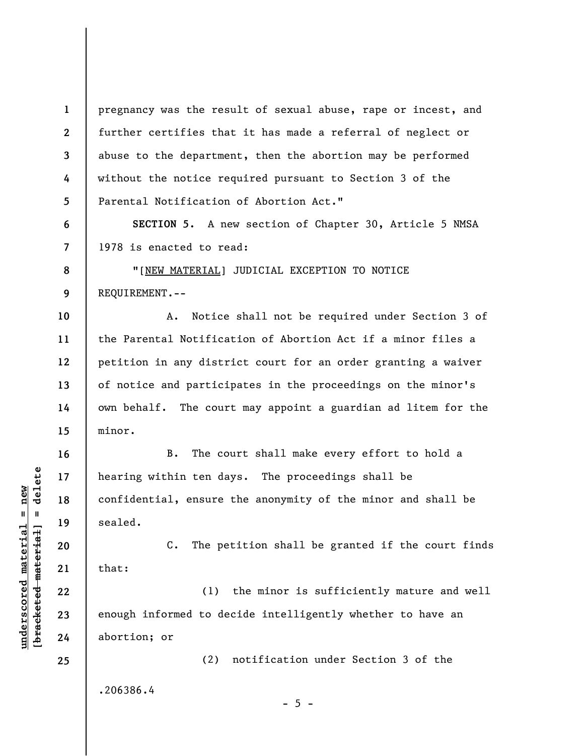pregnancy was the result of sexual abuse, rape or incest, and further certifies that it has made a referral of neglect or abuse to the department, then the abortion may be performed without the notice required pursuant to Section 3 of the Parental Notification of Abortion Act."

**SECTION 5.** A new section of Chapter 30, Article 5 NMSA 1978 is enacted to read:

"[NEW MATERIAL] JUDICIAL EXCEPTION TO NOTICE REQUIREMENT.--

A. Notice shall not be required under Section 3 of the Parental Notification of Abortion Act if a minor files a petition in any district court for an order granting a waiver of notice and participates in the proceedings on the minor's own behalf. The court may appoint a guardian ad litem for the minor.

B. The court shall make every effort to hold a hearing within ten days. The proceedings shall be confidential, ensure the anonymity of the minor and shall be sealed.

C. The petition shall be granted if the court finds that:

(1) the minor is sufficiently mature and well enough informed to decide intelligently whether to have an abortion; or

(2) notification under Section 3 of the

.206386.4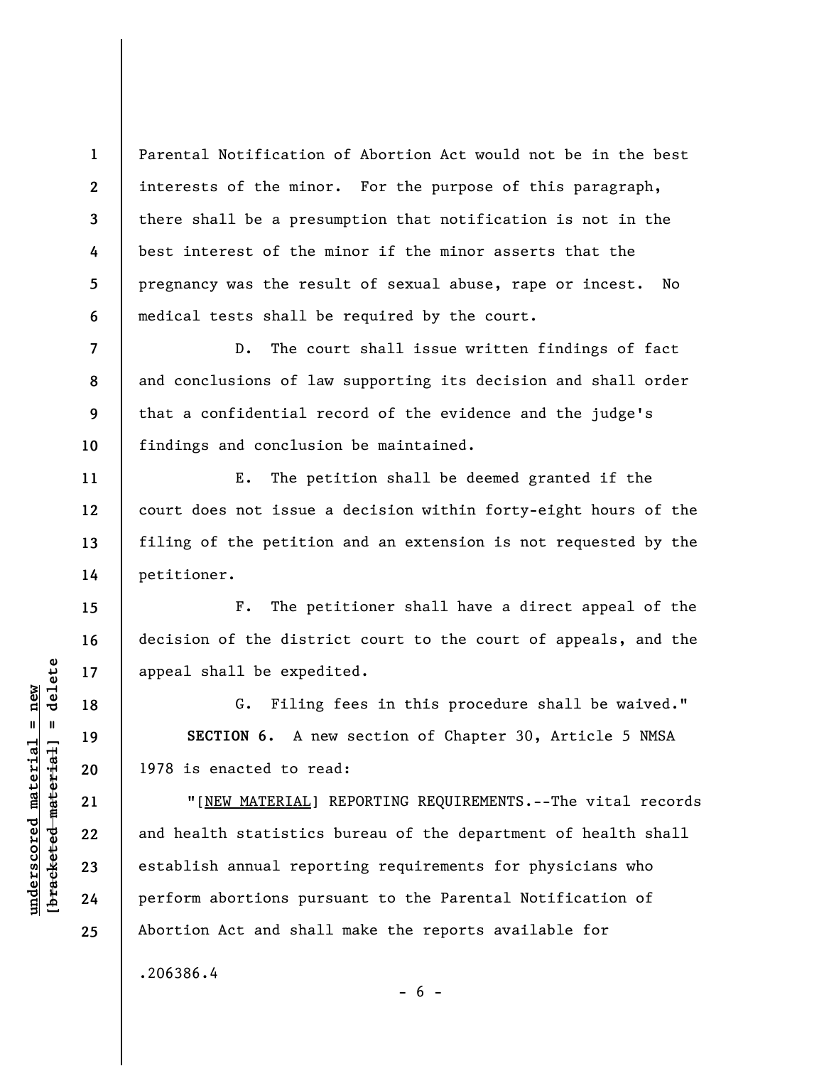Parental Notification of Abortion Act would not be in the best interests of the minor. For the purpose of this paragraph, there shall be a presumption that notification is not in the best interest of the minor if the minor asserts that the pregnancy was the result of sexual abuse, rape or incest. No medical tests shall be required by the court.

D. The court shall issue written findings of fact and conclusions of law supporting its decision and shall order that a confidential record of the evidence and the judge's findings and conclusion be maintained.

E. The petition shall be deemed granted if the court does not issue a decision within forty-eight hours of the filing of the petition and an extension is not requested by the petitioner.

F. The petitioner shall have a direct appeal of the decision of the district court to the court of appeals, and the appeal shall be expedited.

G. Filing fees in this procedure shall be waived."

**SECTION 6.** A new section of Chapter 30, Article 5 NMSA 1978 is enacted to read:

"[<u>NEW MATERIAL</u>] REPORTING REQUIREMENTS.--The vital records and health statistics bureau of the department of health shall establish annual reporting requirements for physicians who perform abortions pursuant to the Parental Notification of Abortion Act and shall make the reports available for

.206386.4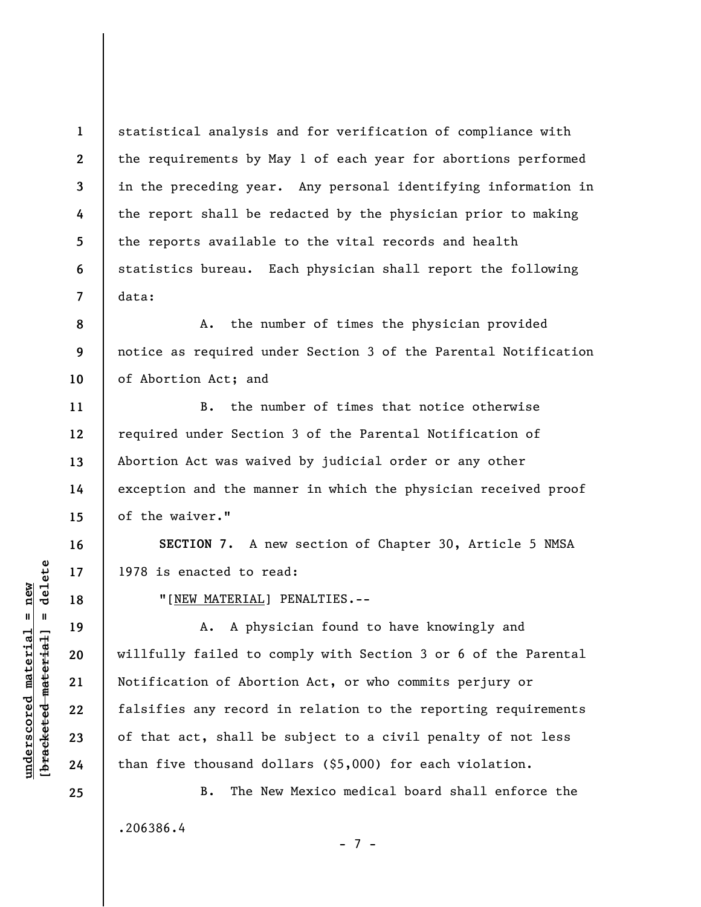statistical analysis and for verification of compliance with the requirements by May 1 of each year for abortions performed in the preceding year. Any personal identifying information in the report shall be redacted by the physician prior to making the reports available to the vital records and health statistics bureau. Each physician shall report the following data:

A. the number of times the physician provided notice as required under Section 3 of the Parental Notification of Abortion Act; and

B. the number of times that notice otherwise required under Section 3 of the Parental Notification of Abortion Act was waived by judicial order or any other exception and the manner in which the physician received proof of the waiver."

**SECTION 7.** A new section of Chapter 30, Article 5 NMSA 1978 is enacted to read:

"[NEW MATERIAL] PENALTIES.--

A. A physician found to have knowingly and willfully failed to comply with Section 3 or 6 of the Parental Notification of Abortion Act, or who commits perjury or falsifies any record in relation to the reporting requirements of that act, shall be subject to a civil penalty of not less than five thousand dollars ($5,000) for each violation.

B. The New Mexico medical board shall enforce the

.206386.4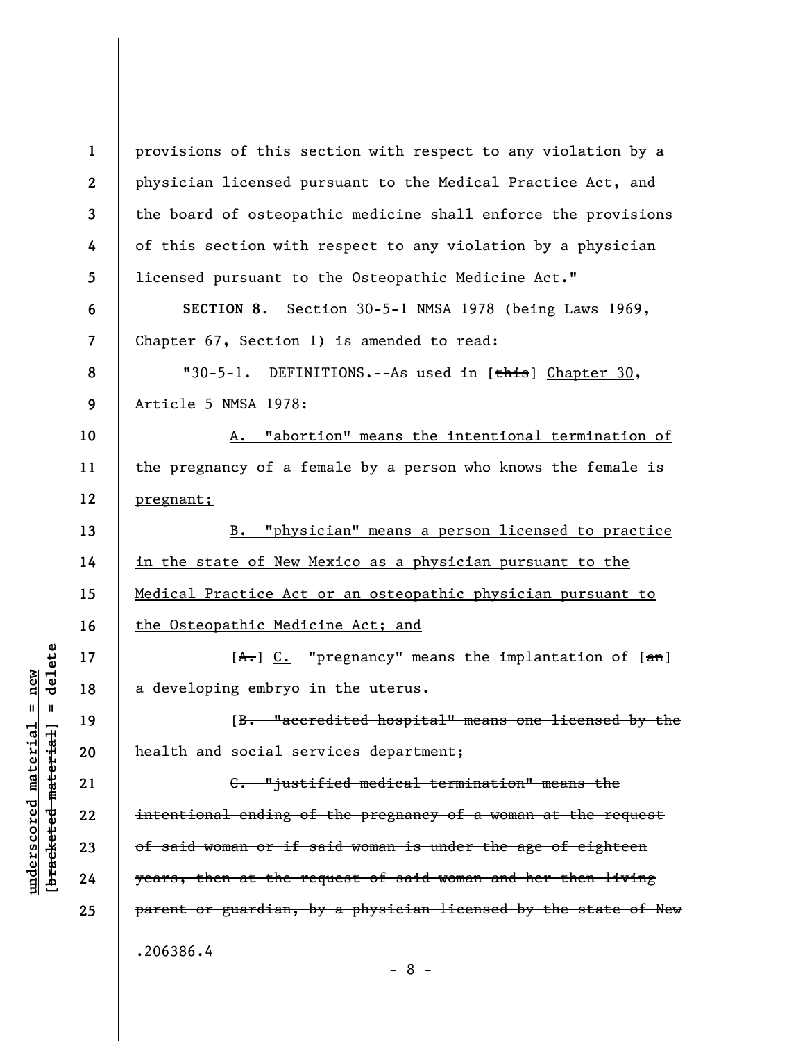provisions of this section with respect to any violation by a physician licensed pursuant to the Medical Practice Act, and the board of osteopathic medicine shall enforce the provisions of this section with respect to any violation by a physician licensed pursuant to the Osteopathic Medicine Act."

**SECTION 8.** Section 30-5-1 NMSA 1978 (being Laws 1969, Chapter 67, Section 1) is amended to read:

"30-5-1. DEFINITIONS.--As used in [~~this~~] <u>Chapter 30</u>, Article <u>5 NMSA 1978</u>:

<u>A. "abortion" means the intentional termination of the pregnancy of a female by a person who knows the female is pregnant;</u>

<u>B. "physician" means a person licensed to practice in the state of New Mexico as a physician pursuant to the Medical Practice Act or an osteopathic physician pursuant to the Osteopathic Medicine Act; and</u>

[~~A.~~] <u>C.</u> "pregnancy" means the implantation of [~~an~~] <u>a developing</u> embryo in the uterus.

[~~B. "accredited hospital" means one licensed by the health and social services department;~~

~~C. "justified medical termination" means the intentional ending of the pregnancy of a woman at the request of said woman or if said woman is under the age of eighteen years, then at the request of said woman and her then living parent or guardian, by a physician licensed by the state of New~~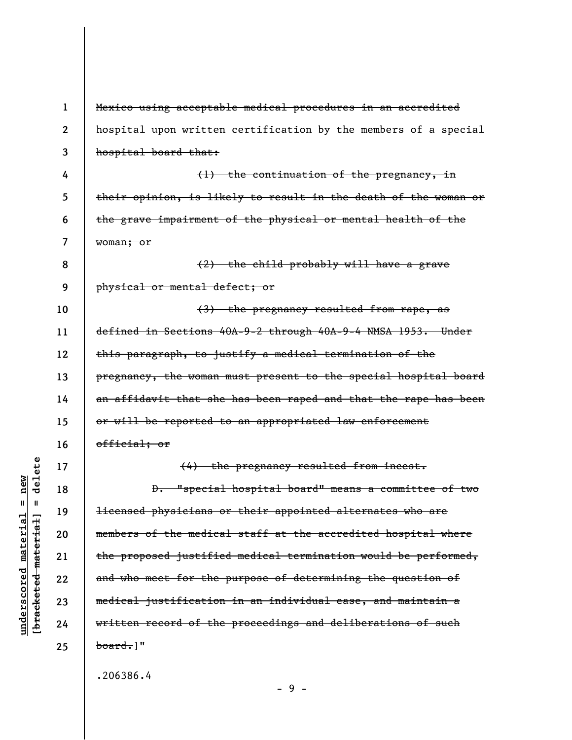~~Mexico using acceptable medical procedures in an accredited hospital upon written certification by the members of a special hospital board that:~~

~~(1) the continuation of the pregnancy, in their opinion, is likely to result in the death of the woman or the grave impairment of the physical or mental health of the woman; or~~

~~(2) the child probably will have a grave physical or mental defect; or~~

~~(3) the pregnancy resulted from rape, as defined in Sections 40A-9-2 through 40A-9-4 NMSA 1953. Under this paragraph, to justify a medical termination of the pregnancy, the woman must present to the special hospital board an affidavit that she has been raped and that the rape has been or will be reported to an appropriated law enforcement official; or~~

~~(4) the pregnancy resulted from incest.~~

~~D. "special hospital board" means a committee of two licensed physicians or their appointed alternates who are members of the medical staff at the accredited hospital where the proposed justified medical termination would be performed, and who meet for the purpose of determining the question of medical justification in an individual case, and maintain a written record of the proceedings and deliberations of such board.~~]"

.206386.4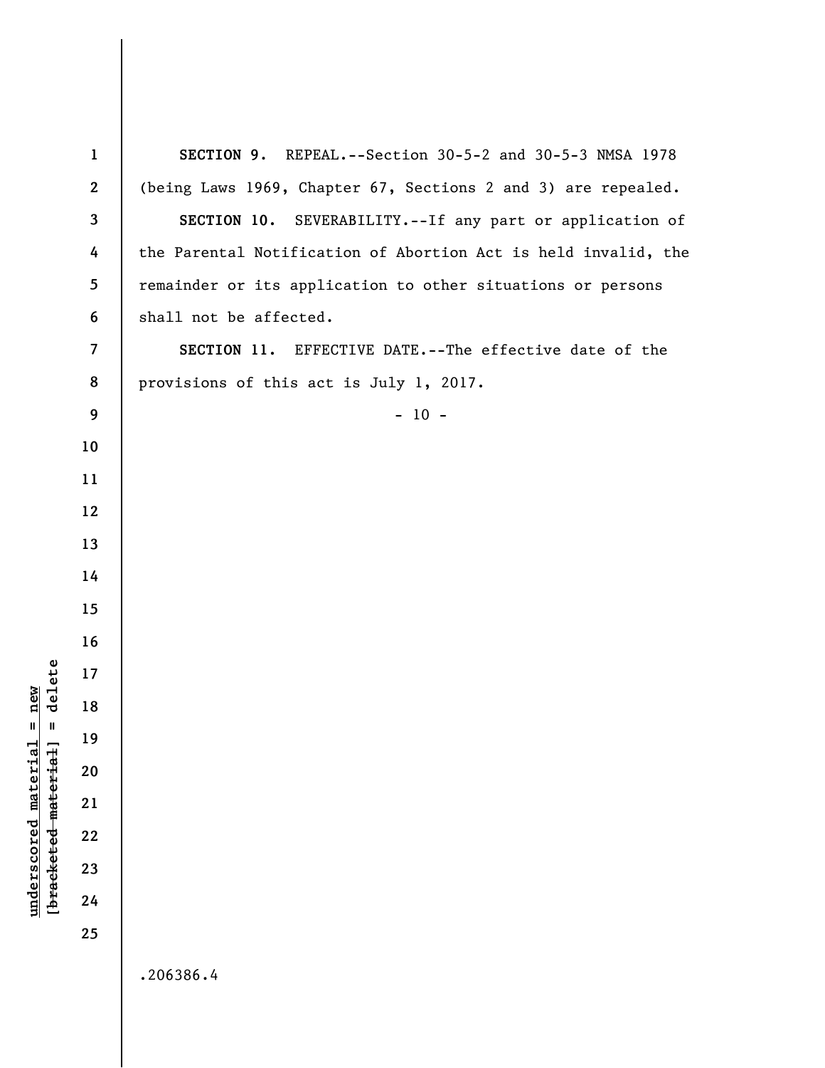**SECTION 9.** REPEAL.--Section 30-5-2 and 30-5-3 NMSA 1978 (being Laws 1969, Chapter 67, Sections 2 and 3) are repealed.

**SECTION 10.** SEVERABILITY.--If any part or application of the Parental Notification of Abortion Act is held invalid, the remainder or its application to other situations or persons shall not be affected.

**SECTION 11.** EFFECTIVE DATE.--The effective date of the provisions of this act is July 1, 2017.

.206386.4